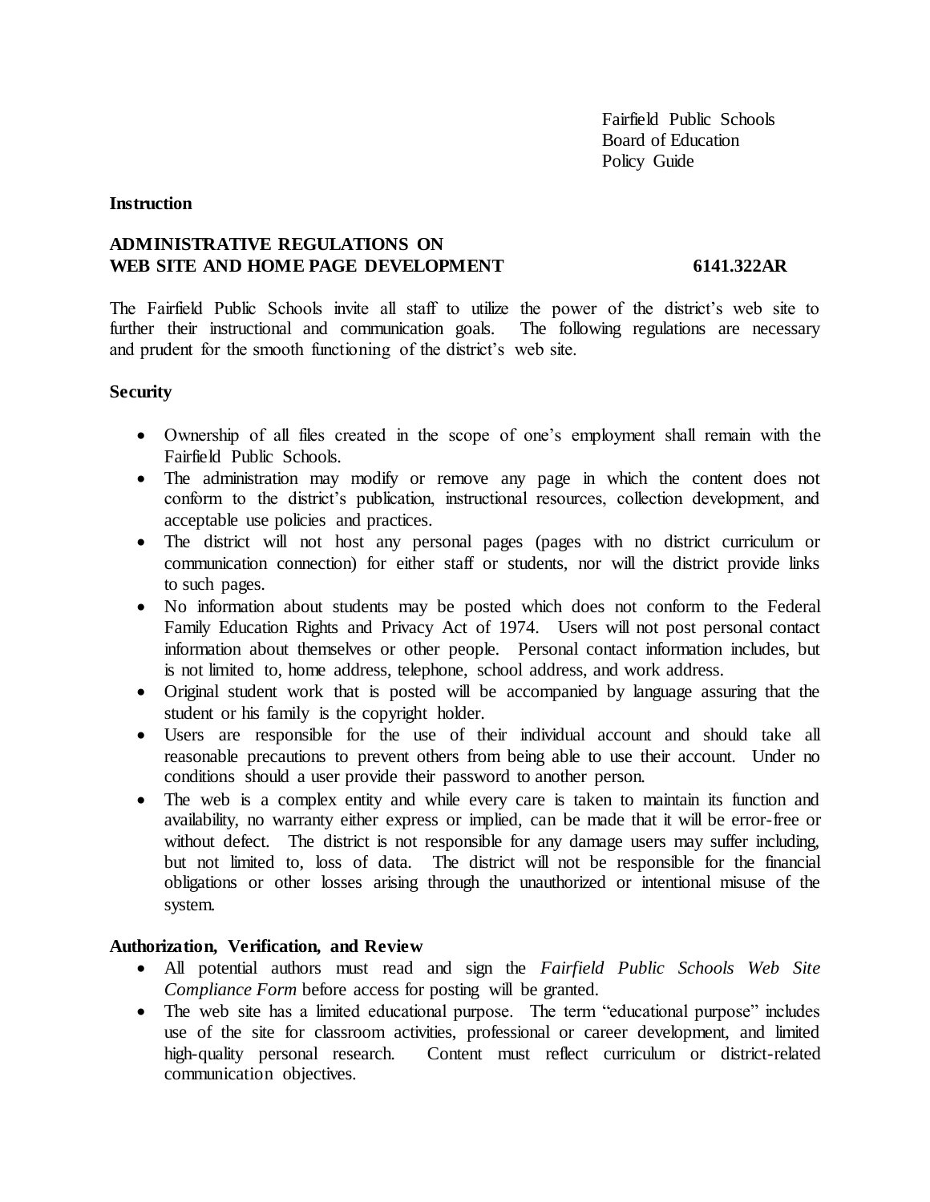Fairfield Public Schools
Board of Education
Policy Guide

**Instruction**

## ADMINISTRATIVE REGULATIONS ON WEB SITE AND HOME PAGE DEVELOPMENT 6141.322AR

The Fairfield Public Schools invite all staff to utilize the power of the district's web site to further their instructional and communication goals. The following regulations are necessary and prudent for the smooth functioning of the district's web site.

### Security

- Ownership of all files created in the scope of one's employment shall remain with the Fairfield Public Schools.
- The administration may modify or remove any page in which the content does not conform to the district's publication, instructional resources, collection development, and acceptable use policies and practices.
- The district will not host any personal pages (pages with no district curriculum or communication connection) for either staff or students, nor will the district provide links to such pages.
- No information about students may be posted which does not conform to the Federal Family Education Rights and Privacy Act of 1974. Users will not post personal contact information about themselves or other people. Personal contact information includes, but is not limited to, home address, telephone, school address, and work address.
- Original student work that is posted will be accompanied by language assuring that the student or his family is the copyright holder.
- Users are responsible for the use of their individual account and should take all reasonable precautions to prevent others from being able to use their account. Under no conditions should a user provide their password to another person.
- The web is a complex entity and while every care is taken to maintain its function and availability, no warranty either express or implied, can be made that it will be error-free or without defect. The district is not responsible for any damage users may suffer including, but not limited to, loss of data. The district will not be responsible for the financial obligations or other losses arising through the unauthorized or intentional misuse of the system.

### Authorization, Verification, and Review

- All potential authors must read and sign the *Fairfield Public Schools Web Site Compliance Form* before access for posting will be granted.
- The web site has a limited educational purpose. The term "educational purpose" includes use of the site for classroom activities, professional or career development, and limited high-quality personal research. Content must reflect curriculum or district-related communication objectives.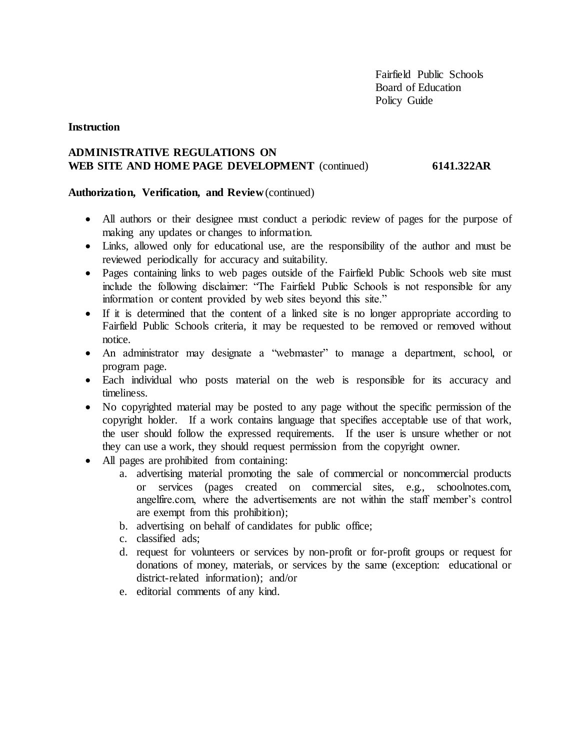Fairfield Public Schools
Board of Education
Policy Guide

**Instruction**

**ADMINISTRATIVE REGULATIONS ON WEB SITE AND HOME PAGE DEVELOPMENT** (continued) **6141.322AR**

**Authorization, Verification, and Review** (continued)

- All authors or their designee must conduct a periodic review of pages for the purpose of making any updates or changes to information.
- Links, allowed only for educational use, are the responsibility of the author and must be reviewed periodically for accuracy and suitability.
- Pages containing links to web pages outside of the Fairfield Public Schools web site must include the following disclaimer: "The Fairfield Public Schools is not responsible for any information or content provided by web sites beyond this site."
- If it is determined that the content of a linked site is no longer appropriate according to Fairfield Public Schools criteria, it may be requested to be removed or removed without notice.
- An administrator may designate a "webmaster" to manage a department, school, or program page.
- Each individual who posts material on the web is responsible for its accuracy and timeliness.
- No copyrighted material may be posted to any page without the specific permission of the copyright holder. If a work contains language that specifies acceptable use of that work, the user should follow the expressed requirements. If the user is unsure whether or not they can use a work, they should request permission from the copyright owner.
- All pages are prohibited from containing:
    a. advertising material promoting the sale of commercial or noncommercial products or services (pages created on commercial sites, e.g., schoolnotes.com, angelfire.com, where the advertisements are not within the staff member's control are exempt from this prohibition);
    b. advertising on behalf of candidates for public office;
    c. classified ads;
    d. request for volunteers or services by non-profit or for-profit groups or request for donations of money, materials, or services by the same (exception: educational or district-related information); and/or
    e. editorial comments of any kind.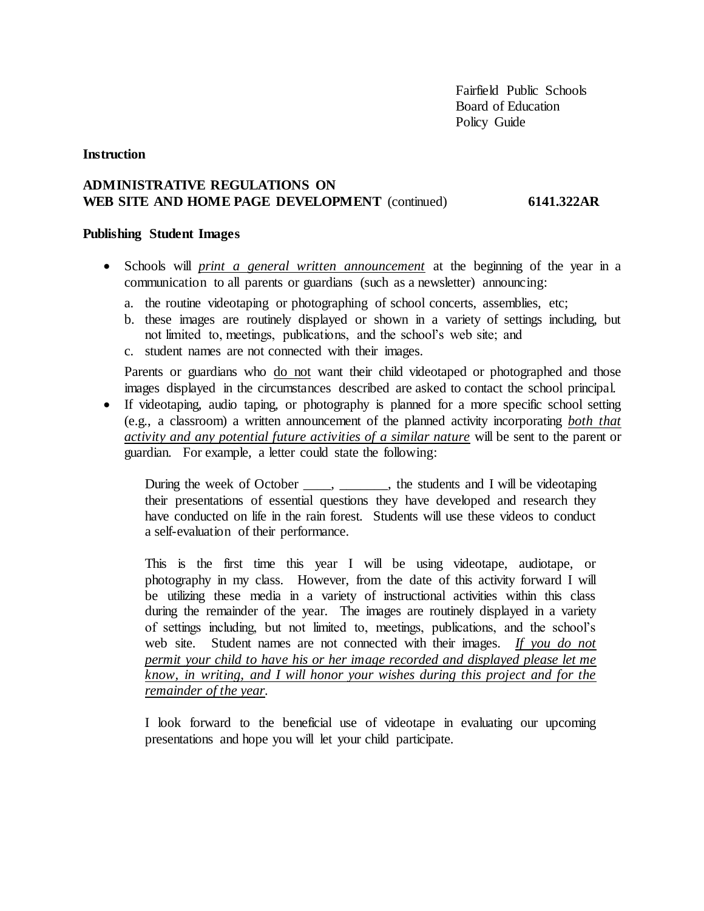Fairfield Public Schools
Board of Education
Policy Guide

**Instruction**

**ADMINISTRATIVE REGULATIONS ON WEB SITE AND HOME PAGE DEVELOPMENT** (continued) **6141.322AR**

**Publishing Student Images**

- Schools will <u>*print a general written announcement*</u> at the beginning of the year in a communication to all parents or guardians (such as a newsletter) announcing:
  a. the routine videotaping or photographing of school concerts, assemblies, etc;
  b. these images are routinely displayed or shown in a variety of settings including, but not limited to, meetings, publications, and the school's web site; and
  c. student names are not connected with their images.

  Parents or guardians who <u>do not</u> want their child videotaped or photographed and those images displayed in the circumstances described are asked to contact the school principal.
- If videotaping, audio taping, or photography is planned for a more specific school setting (e.g., a classroom) a written announcement of the planned activity incorporating <u>*both that activity and any potential future activities of a similar nature*</u> will be sent to the parent or guardian. For example, a letter could state the following:

  During the week of October ____, _______, the students and I will be videotaping their presentations of essential questions they have developed and research they have conducted on life in the rain forest. Students will use these videos to conduct a self-evaluation of their performance.

  This is the first time this year I will be using videotape, audiotape, or photography in my class. However, from the date of this activity forward I will be utilizing these media in a variety of instructional activities within this class during the remainder of the year. The images are routinely displayed in a variety of settings including, but not limited to, meetings, publications, and the school's web site. Student names are not connected with their images. <u>*If you do not permit your child to have his or her image recorded and displayed please let me know, in writing, and I will honor your wishes during this project and for the remainder of the year.*</u>

  I look forward to the beneficial use of videotape in evaluating our upcoming presentations and hope you will let your child participate.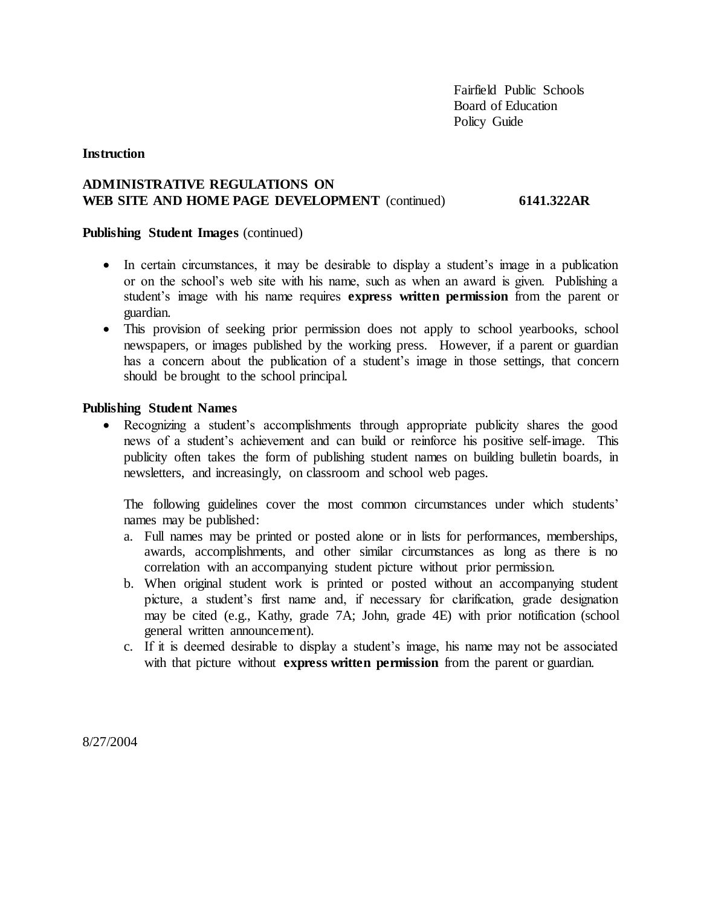Fairfield Public Schools
Board of Education
Policy Guide

**Instruction**

**ADMINISTRATIVE REGULATIONS ON WEB SITE AND HOME PAGE DEVELOPMENT** (continued) **6141.322AR**

**Publishing Student Images** (continued)

- In certain circumstances, it may be desirable to display a student's image in a publication or on the school's web site with his name, such as when an award is given. Publishing a student's image with his name requires **express written permission** from the parent or guardian.
- This provision of seeking prior permission does not apply to school yearbooks, school newspapers, or images published by the working press. However, if a parent or guardian has a concern about the publication of a student's image in those settings, that concern should be brought to the school principal.

**Publishing Student Names**

- Recognizing a student's accomplishments through appropriate publicity shares the good news of a student's achievement and can build or reinforce his positive self-image. This publicity often takes the form of publishing student names on building bulletin boards, in newsletters, and increasingly, on classroom and school web pages.

  The following guidelines cover the most common circumstances under which students' names may be published:

  a. Full names may be printed or posted alone or in lists for performances, memberships, awards, accomplishments, and other similar circumstances as long as there is no correlation with an accompanying student picture without prior permission.
  b. When original student work is printed or posted without an accompanying student picture, a student's first name and, if necessary for clarification, grade designation may be cited (e.g., Kathy, grade 7A; John, grade 4E) with prior notification (school general written announcement).
  c. If it is deemed desirable to display a student's image, his name may not be associated with that picture without **express written permission** from the parent or guardian.

8/27/2004